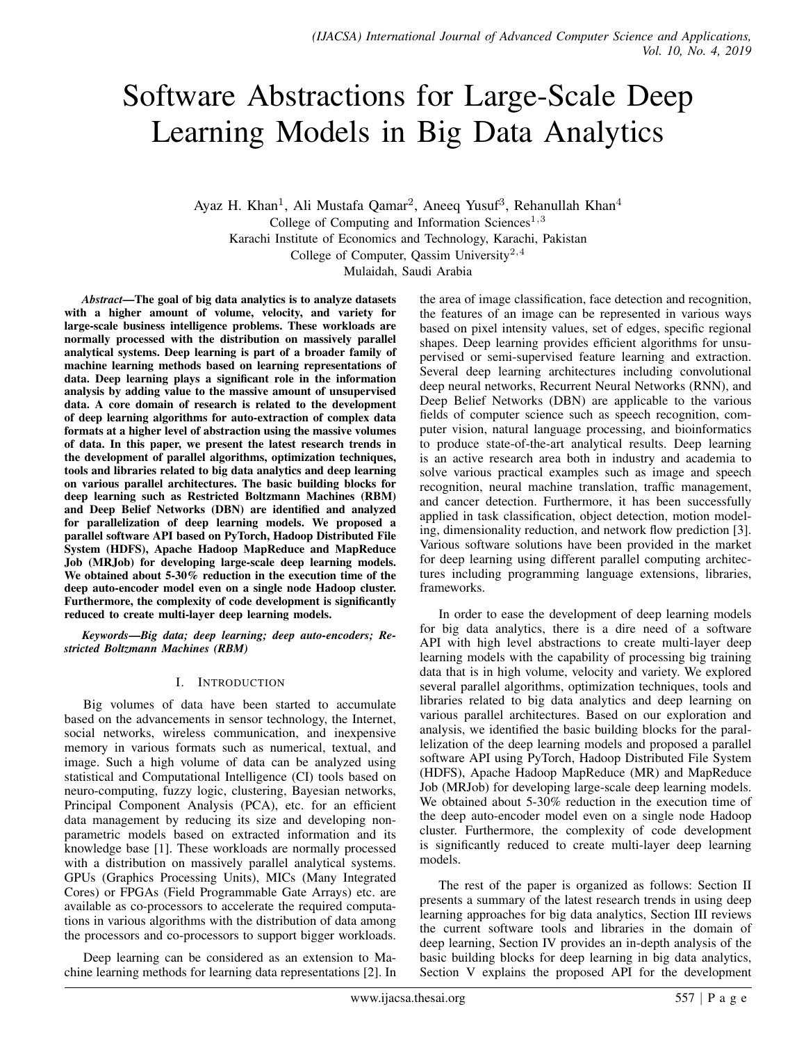# Software Abstractions for Large-Scale Deep Learning Models in Big Data Analytics

Ayaz H. Khan[1], Ali Mustafa Qamar[2], Aneeq Yusuf[3], Rehanullah Khan[4]

College of Computing and Information Sciences[1,3]
Karachi Institute of Economics and Technology, Karachi, Pakistan
College of Computer, Qassim University[2,4]
Mulaidah, Saudi Arabia

***Abstract*—The goal of big data analytics is to analyze datasets with a higher amount of volume, velocity, and variety for large-scale business intelligence problems. These workloads are normally processed with the distribution on massively parallel analytical systems. Deep learning is part of a broader family of machine learning methods based on learning representations of data. Deep learning plays a significant role in the information analysis by adding value to the massive amount of unsupervised data. A core domain of research is related to the development of deep learning algorithms for auto-extraction of complex data formats at a higher level of abstraction using the massive volumes of data. In this paper, we present the latest research trends in the development of parallel algorithms, optimization techniques, tools and libraries related to big data analytics and deep learning on various parallel architectures. The basic building blocks for deep learning such as Restricted Boltzmann Machines (RBM) and Deep Belief Networks (DBN) are identified and analyzed for parallelization of deep learning models. We proposed a parallel software API based on PyTorch, Hadoop Distributed File System (HDFS), Apache Hadoop MapReduce and MapReduce Job (MRJob) for developing large-scale deep learning models. We obtained about 5-30% reduction in the execution time of the deep auto-encoder model even on a single node Hadoop cluster. Furthermore, the complexity of code development is significantly reduced to create multi-layer deep learning models.**

***Keywords*—Big data; deep learning; deep auto-encoders; Restricted Boltzmann Machines (RBM)**

## I. Introduction

Big volumes of data have been started to accumulate based on the advancements in sensor technology, the Internet, social networks, wireless communication, and inexpensive memory in various formats such as numerical, textual, and image. Such a high volume of data can be analyzed using statistical and Computational Intelligence (CI) tools based on neuro-computing, fuzzy logic, clustering, Bayesian networks, Principal Component Analysis (PCA), etc. for an efficient data management by reducing its size and developing non-parametric models based on extracted information and its knowledge base [1]. These workloads are normally processed with a distribution on massively parallel analytical systems. GPUs (Graphics Processing Units), MICs (Many Integrated Cores) or FPGAs (Field Programmable Gate Arrays) etc. are available as co-processors to accelerate the required computations in various algorithms with the distribution of data among the processors and co-processors to support bigger workloads.

Deep learning can be considered as an extension to Machine learning methods for learning data representations [2]. In the area of image classification, face detection and recognition, the features of an image can be represented in various ways based on pixel intensity values, set of edges, specific regional shapes. Deep learning provides efficient algorithms for unsupervised or semi-supervised feature learning and extraction. Several deep learning architectures including convolutional deep neural networks, Recurrent Neural Networks (RNN), and Deep Belief Networks (DBN) are applicable to the various fields of computer science such as speech recognition, computer vision, natural language processing, and bioinformatics to produce state-of-the-art analytical results. Deep learning is an active research area both in industry and academia to solve various practical examples such as image and speech recognition, neural machine translation, traffic management, and cancer detection. Furthermore, it has been successfully applied in task classification, object detection, motion modeling, dimensionality reduction, and network flow prediction [3]. Various software solutions have been provided in the market for deep learning using different parallel computing architectures including programming language extensions, libraries, frameworks.

In order to ease the development of deep learning models for big data analytics, there is a dire need of a software API with high level abstractions to create multi-layer deep learning models with the capability of processing big training data that is in high volume, velocity and variety. We explored several parallel algorithms, optimization techniques, tools and libraries related to big data analytics and deep learning on various parallel architectures. Based on our exploration and analysis, we identified the basic building blocks for the parallelization of the deep learning models and proposed a parallel software API using PyTorch, Hadoop Distributed File System (HDFS), Apache Hadoop MapReduce (MR) and MapReduce Job (MRJob) for developing large-scale deep learning models. We obtained about 5-30% reduction in the execution time of the deep auto-encoder model even on a single node Hadoop cluster. Furthermore, the complexity of code development is significantly reduced to create multi-layer deep learning models.

The rest of the paper is organized as follows: Section II presents a summary of the latest research trends in using deep learning approaches for big data analytics, Section III reviews the current software tools and libraries in the domain of deep learning, Section IV provides an in-depth analysis of the basic building blocks for deep learning in big data analytics, Section V explains the proposed API for the development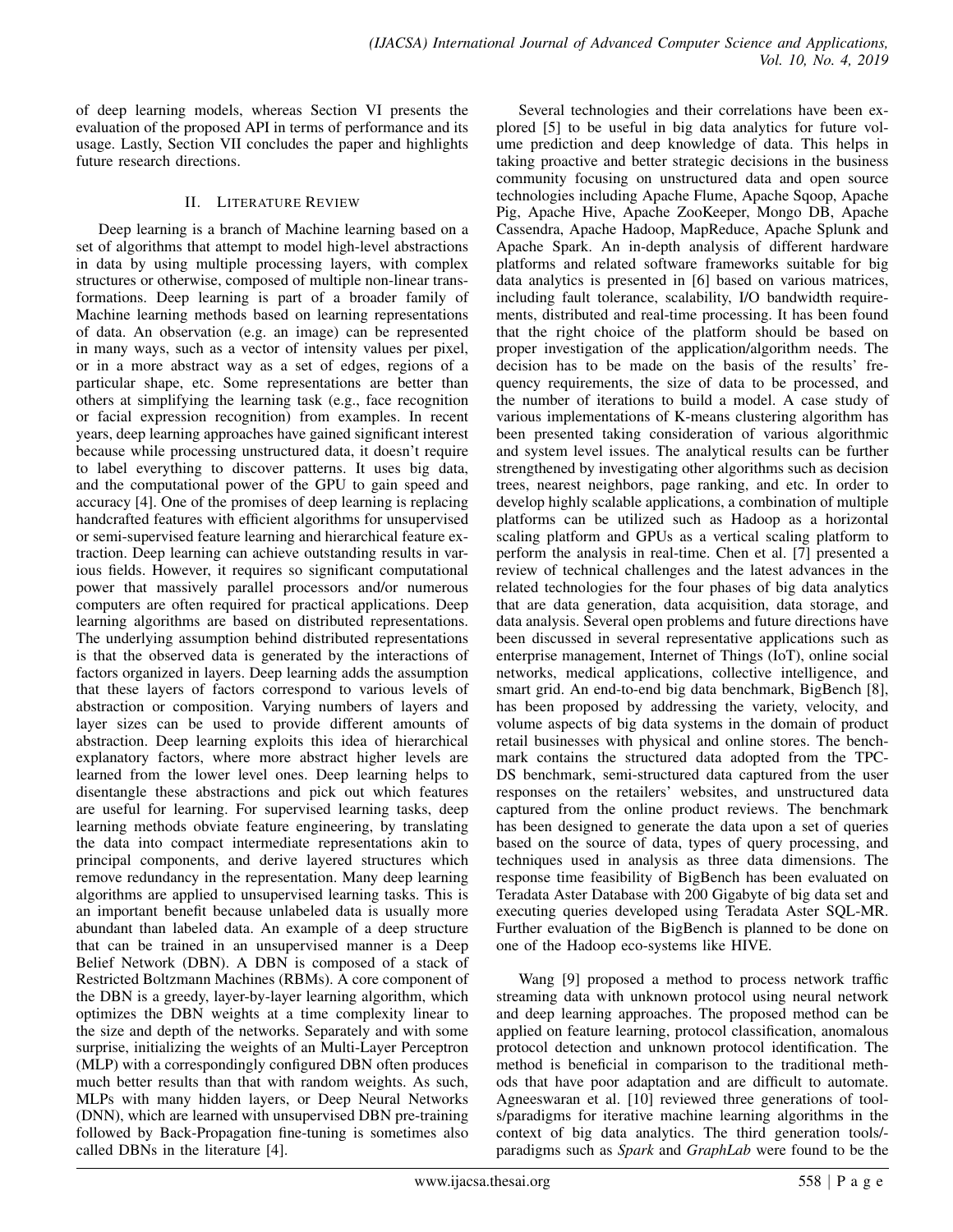of deep learning models, whereas Section VI presents the evaluation of the proposed API in terms of performance and its usage. Lastly, Section VII concludes the paper and highlights future research directions.

## II. Literature Review

Deep learning is a branch of Machine learning based on a set of algorithms that attempt to model high-level abstractions in data by using multiple processing layers, with complex structures or otherwise, composed of multiple non-linear transformations. Deep learning is part of a broader family of Machine learning methods based on learning representations of data. An observation (e.g. an image) can be represented in many ways, such as a vector of intensity values per pixel, or in a more abstract way as a set of edges, regions of a particular shape, etc. Some representations are better than others at simplifying the learning task (e.g., face recognition or facial expression recognition) from examples. In recent years, deep learning approaches have gained significant interest because while processing unstructured data, it doesn't require to label everything to discover patterns. It uses big data, and the computational power of the GPU to gain speed and accuracy [4]. One of the promises of deep learning is replacing handcrafted features with efficient algorithms for unsupervised or semi-supervised feature learning and hierarchical feature extraction. Deep learning can achieve outstanding results in various fields. However, it requires so significant computational power that massively parallel processors and/or numerous computers are often required for practical applications. Deep learning algorithms are based on distributed representations. The underlying assumption behind distributed representations is that the observed data is generated by the interactions of factors organized in layers. Deep learning adds the assumption that these layers of factors correspond to various levels of abstraction or composition. Varying numbers of layers and layer sizes can be used to provide different amounts of abstraction. Deep learning exploits this idea of hierarchical explanatory factors, where more abstract higher levels are learned from the lower level ones. Deep learning helps to disentangle these abstractions and pick out which features are useful for learning. For supervised learning tasks, deep learning methods obviate feature engineering, by translating the data into compact intermediate representations akin to principal components, and derive layered structures which remove redundancy in the representation. Many deep learning algorithms are applied to unsupervised learning tasks. This is an important benefit because unlabeled data is usually more abundant than labeled data. An example of a deep structure that can be trained in an unsupervised manner is a Deep Belief Network (DBN). A DBN is composed of a stack of Restricted Boltzmann Machines (RBMs). A core component of the DBN is a greedy, layer-by-layer learning algorithm, which optimizes the DBN weights at a time complexity linear to the size and depth of the networks. Separately and with some surprise, initializing the weights of an Multi-Layer Perceptron (MLP) with a correspondingly configured DBN often produces much better results than that with random weights. As such, MLPs with many hidden layers, or Deep Neural Networks (DNN), which are learned with unsupervised DBN pre-training followed by Back-Propagation fine-tuning is sometimes also called DBNs in the literature [4].

Several technologies and their correlations have been explored [5] to be useful in big data analytics for future volume prediction and deep knowledge of data. This helps in taking proactive and better strategic decisions in the business community focusing on unstructured data and open source technologies including Apache Flume, Apache Sqoop, Apache Pig, Apache Hive, Apache ZooKeeper, Mongo DB, Apache Cassendra, Apache Hadoop, MapReduce, Apache Splunk and Apache Spark. An in-depth analysis of different hardware platforms and related software frameworks suitable for big data analytics is presented in [6] based on various matrices, including fault tolerance, scalability, I/O bandwidth requirements, distributed and real-time processing. It has been found that the right choice of the platform should be based on proper investigation of the application/algorithm needs. The decision has to be made on the basis of the results' frequency requirements, the size of data to be processed, and the number of iterations to build a model. A case study of various implementations of K-means clustering algorithm has been presented taking consideration of various algorithmic and system level issues. The analytical results can be further strengthened by investigating other algorithms such as decision trees, nearest neighbors, page ranking, and etc. In order to develop highly scalable applications, a combination of multiple platforms can be utilized such as Hadoop as a horizontal scaling platform and GPUs as a vertical scaling platform to perform the analysis in real-time. Chen et al. [7] presented a review of technical challenges and the latest advances in the related technologies for the four phases of big data analytics that are data generation, data acquisition, data storage, and data analysis. Several open problems and future directions have been discussed in several representative applications such as enterprise management, Internet of Things (IoT), online social networks, medical applications, collective intelligence, and smart grid. An end-to-end big data benchmark, BigBench [8], has been proposed by addressing the variety, velocity, and volume aspects of big data systems in the domain of product retail businesses with physical and online stores. The benchmark contains the structured data adopted from the TPC-DS benchmark, semi-structured data captured from the user responses on the retailers' websites, and unstructured data captured from the online product reviews. The benchmark has been designed to generate the data upon a set of queries based on the source of data, types of query processing, and techniques used in analysis as three data dimensions. The response time feasibility of BigBench has been evaluated on Teradata Aster Database with 200 Gigabyte of big data set and executing queries developed using Teradata Aster SQL-MR. Further evaluation of the BigBench is planned to be done on one of the Hadoop eco-systems like HIVE.

Wang [9] proposed a method to process network traffic streaming data with unknown protocol using neural network and deep learning approaches. The proposed method can be applied on feature learning, protocol classification, anomalous protocol detection and unknown protocol identification. The method is beneficial in comparison to the traditional methods that have poor adaptation and are difficult to automate. Agneeswaran et al. [10] reviewed three generations of tools/paradigms for iterative machine learning algorithms in the context of big data analytics. The third generation tools/paradigms such as *Spark* and *GraphLab* were found to be the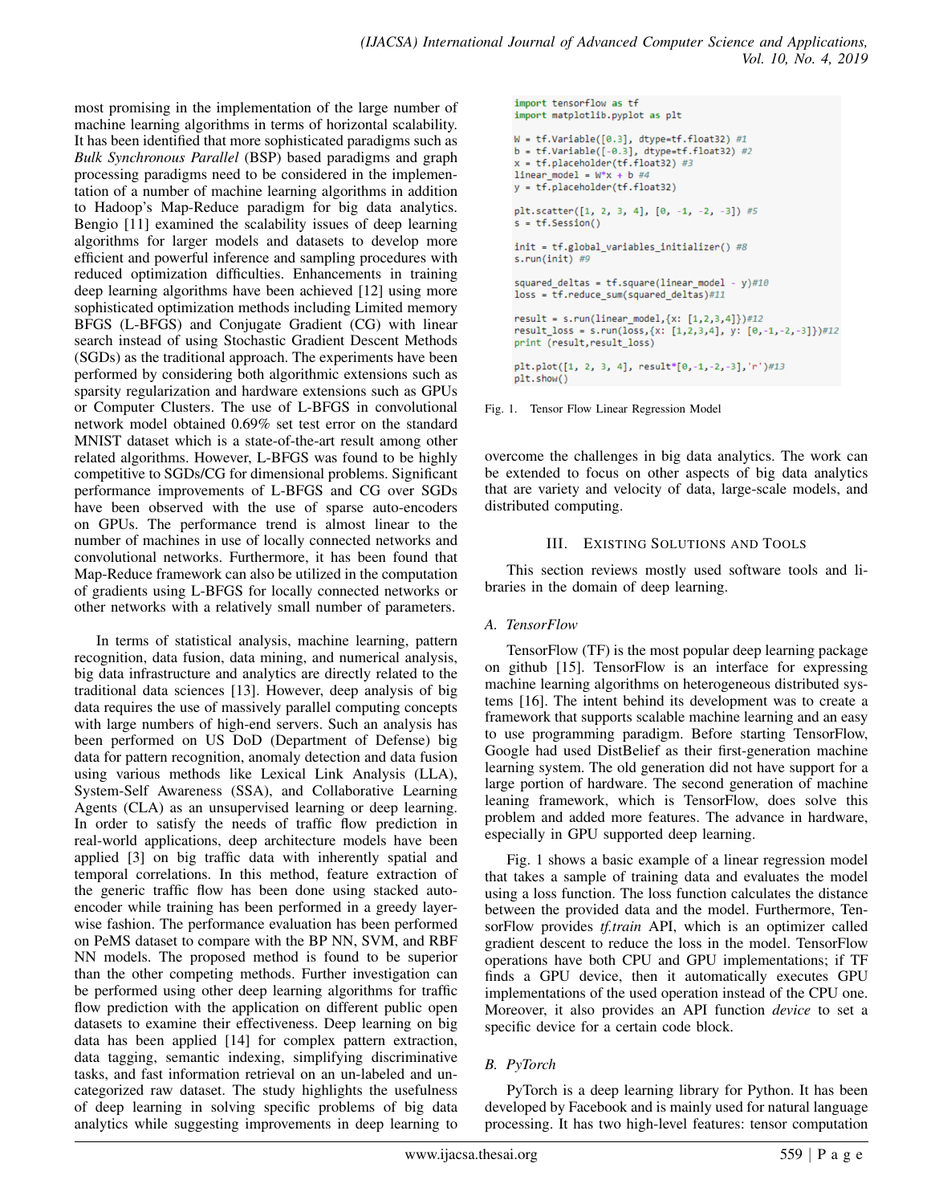most promising in the implementation of the large number of machine learning algorithms in terms of horizontal scalability. It has been identified that more sophisticated paradigms such as *Bulk Synchronous Parallel* (BSP) based paradigms and graph processing paradigms need to be considered in the implementation of a number of machine learning algorithms in addition to Hadoop's Map-Reduce paradigm for big data analytics. Bengio [11] examined the scalability issues of deep learning algorithms for larger models and datasets to develop more efficient and powerful inference and sampling procedures with reduced optimization difficulties. Enhancements in training deep learning algorithms have been achieved [12] using more sophisticated optimization methods including Limited memory BFGS (L-BFGS) and Conjugate Gradient (CG) with linear search instead of using Stochastic Gradient Descent Methods (SGDs) as the traditional approach. The experiments have been performed by considering both algorithmic extensions such as sparsity regularization and hardware extensions such as GPUs or Computer Clusters. The use of L-BFGS in convolutional network model obtained 0.69% set test error on the standard MNIST dataset which is a state-of-the-art result among other related algorithms. However, L-BFGS was found to be highly competitive to SGDs/CG for dimensional problems. Significant performance improvements of L-BFGS and CG over SGDs have been observed with the use of sparse auto-encoders on GPUs. The performance trend is almost linear to the number of machines in use of locally connected networks and convolutional networks. Furthermore, it has been found that Map-Reduce framework can also be utilized in the computation of gradients using L-BFGS for locally connected networks or other networks with a relatively small number of parameters.

In terms of statistical analysis, machine learning, pattern recognition, data fusion, data mining, and numerical analysis, big data infrastructure and analytics are directly related to the traditional data sciences [13]. However, deep analysis of big data requires the use of massively parallel computing concepts with large numbers of high-end servers. Such an analysis has been performed on US DoD (Department of Defense) big data for pattern recognition, anomaly detection and data fusion using various methods like Lexical Link Analysis (LLA), System-Self Awareness (SSA), and Collaborative Learning Agents (CLA) as an unsupervised learning or deep learning. In order to satisfy the needs of traffic flow prediction in real-world applications, deep architecture models have been applied [3] on big traffic data with inherently spatial and temporal correlations. In this method, feature extraction of the generic traffic flow has been done using stacked auto-encoder while training has been performed in a greedy layer-wise fashion. The performance evaluation has been performed on PeMS dataset to compare with the BP NN, SVM, and RBF NN models. The proposed method is found to be superior than the other competing methods. Further investigation can be performed using other deep learning algorithms for traffic flow prediction with the application on different public open datasets to examine their effectiveness. Deep learning on big data has been applied [14] for complex pattern extraction, data tagging, semantic indexing, simplifying discriminative tasks, and fast information retrieval on an un-labeled and un-categorized raw dataset. The study highlights the usefulness of deep learning in solving specific problems of big data analytics while suggesting improvements in deep learning to overcome the challenges in big data analytics. The work can be extended to focus on other aspects of big data analytics that are variety and velocity of data, large-scale models, and distributed computing.

```
import tensorflow as tf
import matplotlib.pyplot as plt

W = tf.Variable([0.3], dtype=tf.float32) #1
b = tf.Variable([-0.3], dtype=tf.float32) #2
x = tf.placeholder(tf.float32) #3
linear_model = W*x + b #4
y = tf.placeholder(tf.float32)

plt.scatter([1, 2, 3, 4], [0, -1, -2, -3]) #5
s = tf.Session()

init = tf.global_variables_initializer() #8
s.run(init) #9

squared_deltas = tf.square(linear_model - y)#10
loss = tf.reduce_sum(squared_deltas)#11

result = s.run(linear_model,{x: [1,2,3,4]})#12
result_loss = s.run(loss,{x: [1,2,3,4], y: [0,-1,-2,-3]})#12
print (result,result_loss)

plt.plot([1, 2, 3, 4], result*[0,-1,-2,-3],'r')#13
plt.show()
```

Fig. 1. Tensor Flow Linear Regression Model

## III. Existing Solutions and Tools

This section reviews mostly used software tools and libraries in the domain of deep learning.

### A. TensorFlow

TensorFlow (TF) is the most popular deep learning package on github [15]. TensorFlow is an interface for expressing machine learning algorithms on heterogeneous distributed systems [16]. The intent behind its development was to create a framework that supports scalable machine learning and an easy to use programming paradigm. Before starting TensorFlow, Google had used DistBelief as their first-generation machine learning system. The old generation did not have support for a large portion of hardware. The second generation of machine leaning framework, which is TensorFlow, does solve this problem and added more features. The advance in hardware, especially in GPU supported deep learning.

Fig. 1 shows a basic example of a linear regression model that takes a sample of training data and evaluates the model using a loss function. The loss function calculates the distance between the provided data and the model. Furthermore, TensorFlow provides *tf.train* API, which is an optimizer called gradient descent to reduce the loss in the model. TensorFlow operations have both CPU and GPU implementations; if TF finds a GPU device, then it automatically executes GPU implementations of the used operation instead of the CPU one. Moreover, it also provides an API function *device* to set a specific device for a certain code block.

### B. PyTorch

PyTorch is a deep learning library for Python. It has been developed by Facebook and is mainly used for natural language processing. It has two high-level features: tensor computation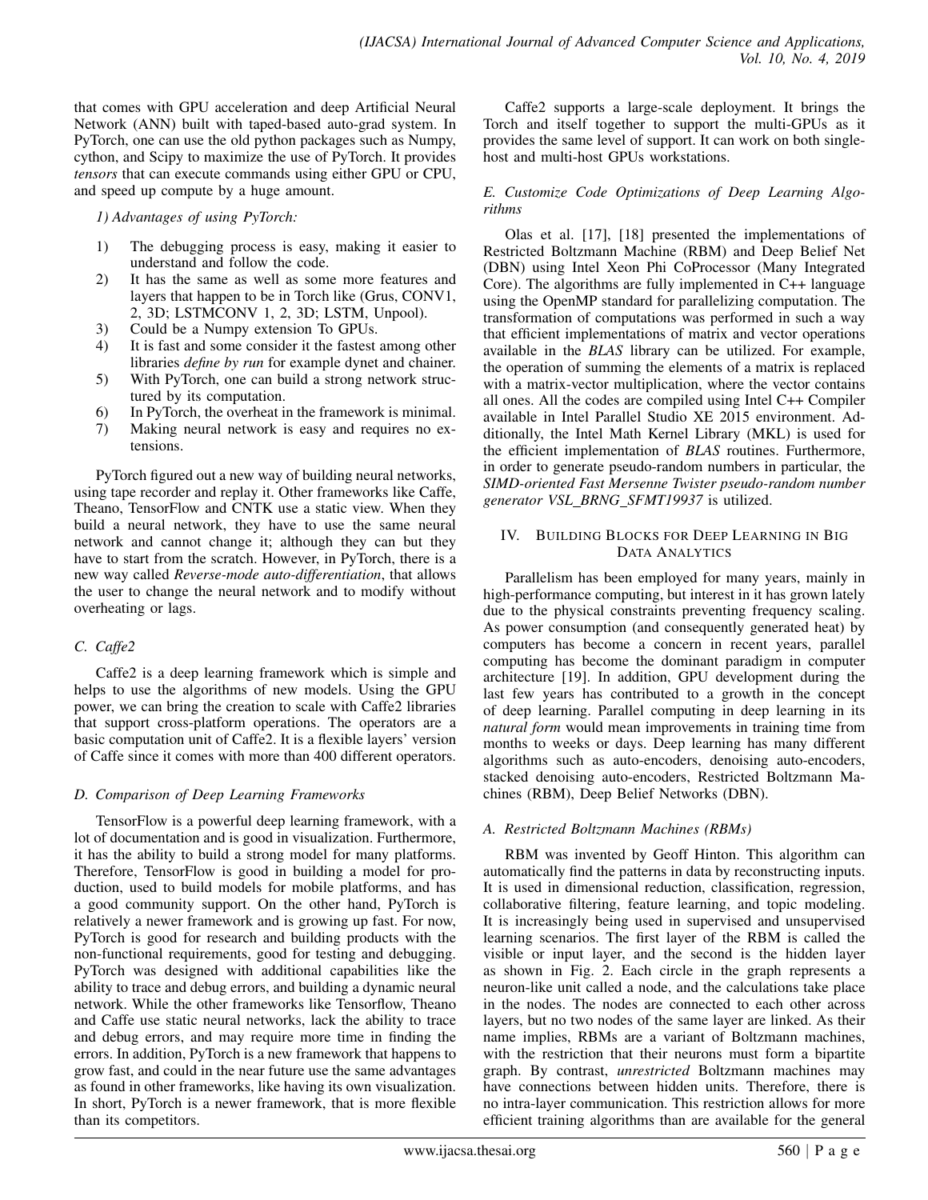that comes with GPU acceleration and deep Artificial Neural Network (ANN) built with taped-based auto-grad system. In PyTorch, one can use the old python packages such as Numpy, cython, and Scipy to maximize the use of PyTorch. It provides *tensors* that can execute commands using either GPU or CPU, and speed up compute by a huge amount.

*1) Advantages of using PyTorch:*

1) The debugging process is easy, making it easier to understand and follow the code.
2) It has the same as well as some more features and layers that happen to be in Torch like (Grus, CONV1, 2, 3D; LSTMCONV 1, 2, 3D; LSTM, Unpool).
3) Could be a Numpy extension To GPUs.
4) It is fast and some consider it the fastest among other libraries *define by run* for example dynet and chainer.
5) With PyTorch, one can build a strong network structured by its computation.
6) In PyTorch, the overheat in the framework is minimal.
7) Making neural network is easy and requires no extensions.

PyTorch figured out a new way of building neural networks, using tape recorder and replay it. Other frameworks like Caffe, Theano, TensorFlow and CNTK use a static view. When they build a neural network, they have to use the same neural network and cannot change it; although they can but they have to start from the scratch. However, in PyTorch, there is a new way called *Reverse-mode auto-differentiation*, that allows the user to change the neural network and to modify without overheating or lags.

### *C. Caffe2*

Caffe2 is a deep learning framework which is simple and helps to use the algorithms of new models. Using the GPU power, we can bring the creation to scale with Caffe2 libraries that support cross-platform operations. The operators are a basic computation unit of Caffe2. It is a flexible layers' version of Caffe since it comes with more than 400 different operators.

### *D. Comparison of Deep Learning Frameworks*

TensorFlow is a powerful deep learning framework, with a lot of documentation and is good in visualization. Furthermore, it has the ability to build a strong model for many platforms. Therefore, TensorFlow is good in building a model for production, used to build models for mobile platforms, and has a good community support. On the other hand, PyTorch is relatively a newer framework and is growing up fast. For now, PyTorch is good for research and building products with the non-functional requirements, good for testing and debugging. PyTorch was designed with additional capabilities like the ability to trace and debug errors, and building a dynamic neural network. While the other frameworks like Tensorflow, Theano and Caffe use static neural networks, lack the ability to trace and debug errors, and may require more time in finding the errors. In addition, PyTorch is a new framework that happens to grow fast, and could in the near future use the same advantages as found in other frameworks, like having its own visualization. In short, PyTorch is a newer framework, that is more flexible than its competitors.

Caffe2 supports a large-scale deployment. It brings the Torch and itself together to support the multi-GPUs as it provides the same level of support. It can work on both single-host and multi-host GPUs workstations.

### *E. Customize Code Optimizations of Deep Learning Algorithms*

Olas et al. [17], [18] presented the implementations of Restricted Boltzmann Machine (RBM) and Deep Belief Net (DBN) using Intel Xeon Phi CoProcessor (Many Integrated Core). The algorithms are fully implemented in C++ language using the OpenMP standard for parallelizing computation. The transformation of computations was performed in such a way that efficient implementations of matrix and vector operations available in the *BLAS* library can be utilized. For example, the operation of summing the elements of a matrix is replaced with a matrix-vector multiplication, where the vector contains all ones. All the codes are compiled using Intel C++ Compiler available in Intel Parallel Studio XE 2015 environment. Additionally, the Intel Math Kernel Library (MKL) is used for the efficient implementation of *BLAS* routines. Furthermore, in order to generate pseudo-random numbers in particular, the *SIMD-oriented Fast Mersenne Twister pseudo-random number generator VSL_BRNG_SFMT19937* is utilized.

## IV. Building Blocks for Deep Learning in Big Data Analytics

Parallelism has been employed for many years, mainly in high-performance computing, but interest in it has grown lately due to the physical constraints preventing frequency scaling. As power consumption (and consequently generated heat) by computers has become a concern in recent years, parallel computing has become the dominant paradigm in computer architecture [19]. In addition, GPU development during the last few years has contributed to a growth in the concept of deep learning. Parallel computing in deep learning in its *natural form* would mean improvements in training time from months to weeks or days. Deep learning has many different algorithms such as auto-encoders, denoising auto-encoders, stacked denoising auto-encoders, Restricted Boltzmann Machines (RBM), Deep Belief Networks (DBN).

### *A. Restricted Boltzmann Machines (RBMs)*

RBM was invented by Geoff Hinton. This algorithm can automatically find the patterns in data by reconstructing inputs. It is used in dimensional reduction, classification, regression, collaborative filtering, feature learning, and topic modeling. It is increasingly being used in supervised and unsupervised learning scenarios. The first layer of the RBM is called the visible or input layer, and the second is the hidden layer as shown in Fig. 2. Each circle in the graph represents a neuron-like unit called a node, and the calculations take place in the nodes. The nodes are connected to each other across layers, but no two nodes of the same layer are linked. As their name implies, RBMs are a variant of Boltzmann machines, with the restriction that their neurons must form a bipartite graph. By contrast, *unrestricted* Boltzmann machines may have connections between hidden units. Therefore, there is no intra-layer communication. This restriction allows for more efficient training algorithms than are available for the general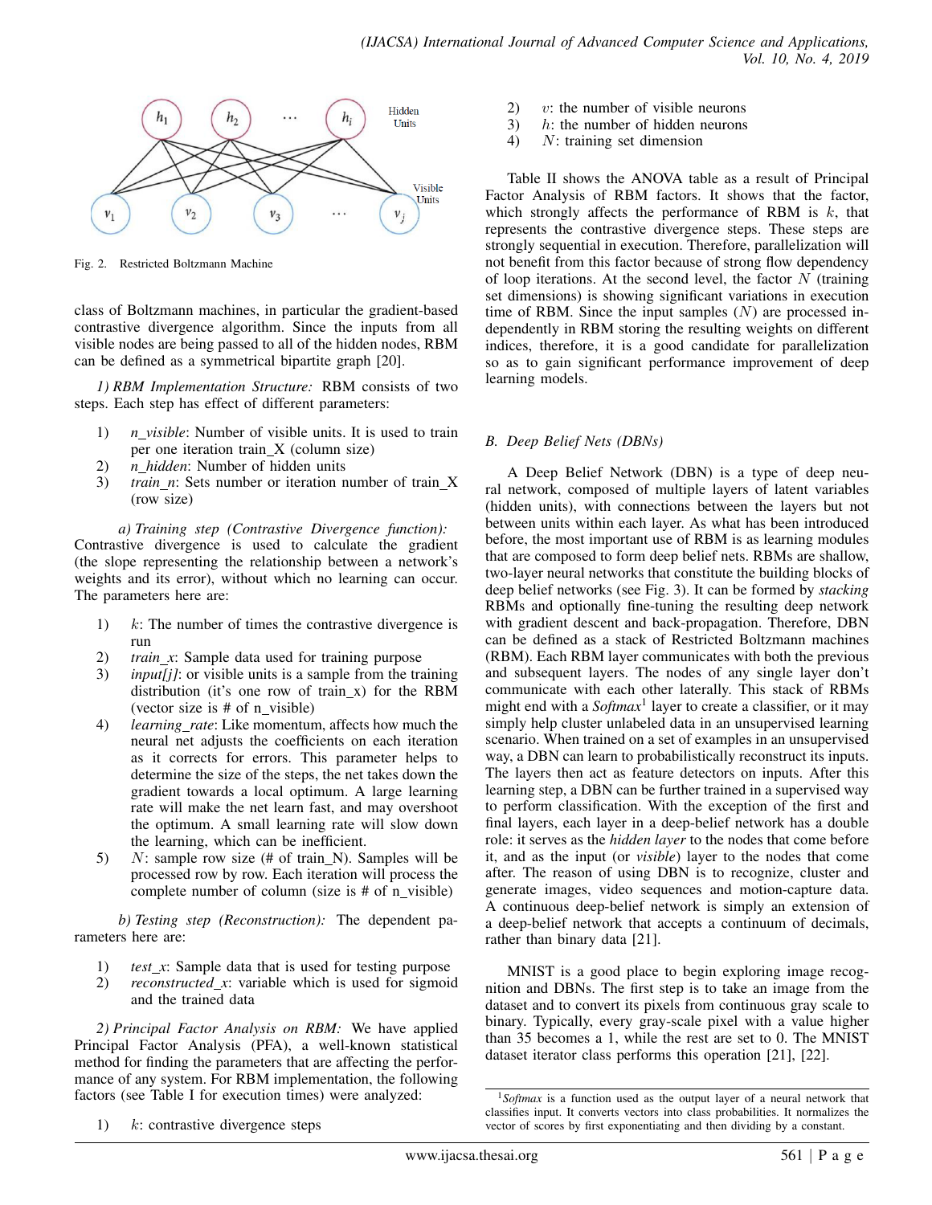Fig. 2. Restricted Boltzmann Machine

class of Boltzmann machines, in particular the gradient-based contrastive divergence algorithm. Since the inputs from all visible nodes are being passed to all of the hidden nodes, RBM can be defined as a symmetrical bipartite graph [20].

*1) RBM Implementation Structure:* RBM consists of two steps. Each step has effect of different parameters:

1) *n_visible*: Number of visible units. It is used to train per one iteration train_X (column size)
2) *n_hidden*: Number of hidden units
3) *train_n*: Sets number or iteration number of train_X (row size)

*a) Training step (Contrastive Divergence function):* Contrastive divergence is used to calculate the gradient (the slope representing the relationship between a network's weights and its error), without which no learning can occur. The parameters here are:

1) $k$: The number of times the contrastive divergence is run
2) *train_x*: Sample data used for training purpose
3) *input[j]*: or visible units is a sample from the training distribution (it's one row of train_x) for the RBM (vector size is # of n_visible)
4) *learning_rate*: Like momentum, affects how much the neural net adjusts the coefficients on each iteration as it corrects for errors. This parameter helps to determine the size of the steps, the net takes down the gradient towards a local optimum. A large learning rate will make the net learn fast, and may overshoot the optimum. A small learning rate will slow down the learning, which can be inefficient.
5) $N$: sample row size (# of train_N). Samples will be processed row by row. Each iteration will process the complete number of column (size is # of n_visible)

*b) Testing step (Reconstruction):* The dependent parameters here are:

1) *test_x*: Sample data that is used for testing purpose
2) *reconstructed_x*: variable which is used for sigmoid and the trained data

*2) Principal Factor Analysis on RBM:* We have applied Principal Factor Analysis (PFA), a well-known statistical method for finding the parameters that are affecting the performance of any system. For RBM implementation, the following factors (see Table I for execution times) were analyzed:

1) $k$: contrastive divergence steps
2) $v$: the number of visible neurons
3) $h$: the number of hidden neurons
4) $N$: training set dimension

Table II shows the ANOVA table as a result of Principal Factor Analysis of RBM factors. It shows that the factor, which strongly affects the performance of RBM is $k$, that represents the contrastive divergence steps. These steps are strongly sequential in execution. Therefore, parallelization will not benefit from this factor because of strong flow dependency of loop iterations. At the second level, the factor $N$ (training set dimensions) is showing significant variations in execution time of RBM. Since the input samples ($N$) are processed independently in RBM storing the resulting weights on different indices, therefore, it is a good candidate for parallelization so as to gain significant performance improvement of deep learning models.

### B. Deep Belief Nets (DBNs)

A Deep Belief Network (DBN) is a type of deep neural network, composed of multiple layers of latent variables (hidden units), with connections between the layers but not between units within each layer. As what has been introduced before, the most important use of RBM is as learning modules that are composed to form deep belief nets. RBMs are shallow, two-layer neural networks that constitute the building blocks of deep belief networks (see Fig. 3). It can be formed by *stacking* RBMs and optionally fine-tuning the resulting deep network with gradient descent and back-propagation. Therefore, DBN can be defined as a stack of Restricted Boltzmann machines (RBM). Each RBM layer communicates with both the previous and subsequent layers. The nodes of any single layer don't communicate with each other laterally. This stack of RBMs might end with a *Softmax*[1] layer to create a classifier, or it may simply help cluster unlabeled data in an unsupervised learning scenario. When trained on a set of examples in an unsupervised way, a DBN can learn to probabilistically reconstruct its inputs. The layers then act as feature detectors on inputs. After this learning step, a DBN can be further trained in a supervised way to perform classification. With the exception of the first and final layers, each layer in a deep-belief network has a double role: it serves as the *hidden layer* to the nodes that come before it, and as the input (or *visible*) layer to the nodes that come after. The reason of using DBN is to recognize, cluster and generate images, video sequences and motion-capture data. A continuous deep-belief network is simply an extension of a deep-belief network that accepts a continuum of decimals, rather than binary data [21].

MNIST is a good place to begin exploring image recognition and DBNs. The first step is to take an image from the dataset and to convert its pixels from continuous gray scale to binary. Typically, every gray-scale pixel with a value higher than 35 becomes a 1, while the rest are set to 0. The MNIST dataset iterator class performs this operation [21], [22].

[1] *Softmax* is a function used as the output layer of a neural network that classifies input. It converts vectors into class probabilities. It normalizes the vector of scores by first exponentiating and then dividing by a constant.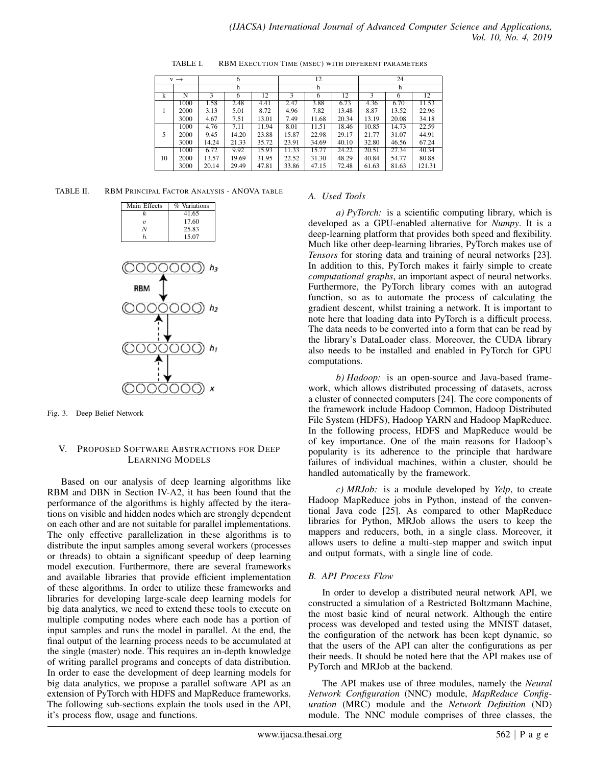TABLE I. RBM EXECUTION TIME (MSEC) WITH DIFFERENT PARAMETERS

| v → | | 6 | | | 12 | | | 24 | | |
|---|---|---|---|---|---|---|---|---|---|---|
| | | h | | | h | | | h | | |
| k | N | 3 | 6 | 12 | 3 | 6 | 12 | 3 | 6 | 12 |
| 1 | 1000 | 1.58 | 2.48 | 4.41 | 2.47 | 3.88 | 6.73 | 4.36 | 6.70 | 11.53 |
| | 2000 | 3.13 | 5.01 | 8.72 | 4.96 | 7.82 | 13.48 | 8.87 | 13.52 | 22.96 |
| | 3000 | 4.67 | 7.51 | 13.01 | 7.49 | 11.68 | 20.34 | 13.19 | 20.08 | 34.18 |
| 5 | 1000 | 4.76 | 7.11 | 11.94 | 8.01 | 11.51 | 18.46 | 10.85 | 14.73 | 22.59 |
| | 2000 | 9.45 | 14.20 | 23.88 | 15.87 | 22.98 | 29.17 | 21.77 | 31.07 | 44.91 |
| | 3000 | 14.24 | 21.33 | 35.72 | 23.91 | 34.69 | 40.10 | 32.80 | 46.56 | 67.24 |
| 10 | 1000 | 6.72 | 9.92 | 15.93 | 11.33 | 15.77 | 24.22 | 20.51 | 27.34 | 40.34 |
| | 2000 | 13.57 | 19.69 | 31.95 | 22.52 | 31.30 | 48.29 | 40.84 | 54.77 | 80.88 |
| | 3000 | 20.14 | 29.49 | 47.81 | 33.86 | 47.15 | 72.48 | 61.63 | 81.63 | 121.31 |

TABLE II. RBM PRINCIPAL FACTOR ANALYSIS - ANOVA TABLE

| Main Effects | % Variations |
|---|---|
| $k$ | 41.65 |
| $v$ | 17.60 |
| $N$ | 25.83 |
| $h$ | 15.07 |

Fig. 3. Deep Belief Network

## V. PROPOSED SOFTWARE ABSTRACTIONS FOR DEEP LEARNING MODELS

Based on our analysis of deep learning algorithms like RBM and DBN in Section IV-A2, it has been found that the performance of the algorithms is highly affected by the iterations on visible and hidden nodes which are strongly dependent on each other and are not suitable for parallel implementations. The only effective parallelization in these algorithms is to distribute the input samples among several workers (processes or threads) to obtain a significant speedup of deep learning model execution. Furthermore, there are several frameworks and available libraries that provide efficient implementation of these algorithms. In order to utilize these frameworks and libraries for developing large-scale deep learning models for big data analytics, we need to extend these tools to execute on multiple computing nodes where each node has a portion of input samples and runs the model in parallel. At the end, the final output of the learning process needs to be accumulated at the single (master) node. This requires an in-depth knowledge of writing parallel programs and concepts of data distribution. In order to ease the development of deep learning models for big data analytics, we propose a parallel software API as an extension of PyTorch with HDFS and MapReduce frameworks. The following sub-sections explain the tools used in the API, it's process flow, usage and functions.

### A. Used Tools

*a) PyTorch:* is a scientific computing library, which is developed as a GPU-enabled alternative for *Numpy*. It is a deep-learning platform that provides both speed and flexibility. Much like other deep-learning libraries, PyTorch makes use of *Tensors* for storing data and training of neural networks [23]. In addition to this, PyTorch makes it fairly simple to create *computational graphs*, an important aspect of neural networks. Furthermore, the PyTorch library comes with an autograd function, so as to automate the process of calculating the gradient descent, whilst training a network. It is important to note here that loading data into PyTorch is a difficult process. The data needs to be converted into a form that can be read by the library's DataLoader class. Moreover, the CUDA library also needs to be installed and enabled in PyTorch for GPU computations.

*b) Hadoop:* is an open-source and Java-based framework, which allows distributed processing of datasets, across a cluster of connected computers [24]. The core components of the framework include Hadoop Common, Hadoop Distributed File System (HDFS), Hadoop YARN and Hadoop MapReduce. In the following process, HDFS and MapReduce would be of key importance. One of the main reasons for Hadoop's popularity is its adherence to the principle that hardware failures of individual machines, within a cluster, should be handled automatically by the framework.

*c) MRJob:* is a module developed by *Yelp*, to create Hadoop MapReduce jobs in Python, instead of the conventional Java code [25]. As compared to other MapReduce libraries for Python, MRJob allows the users to keep the mappers and reducers, both, in a single class. Moreover, it allows users to define a multi-step mapper and switch input and output formats, with a single line of code.

### B. API Process Flow

In order to develop a distributed neural network API, we constructed a simulation of a Restricted Boltzmann Machine, the most basic kind of neural network. Although the entire process was developed and tested using the MNIST dataset, the configuration of the network has been kept dynamic, so that the users of the API can alter the configurations as per their needs. It should be noted here that the API makes use of PyTorch and MRJob at the backend.

The API makes use of three modules, namely the *Neural Network Configuration* (NNC) module, *MapReduce Configuration* (MRC) module and the *Network Definition* (ND) module. The NNC module comprises of three classes, the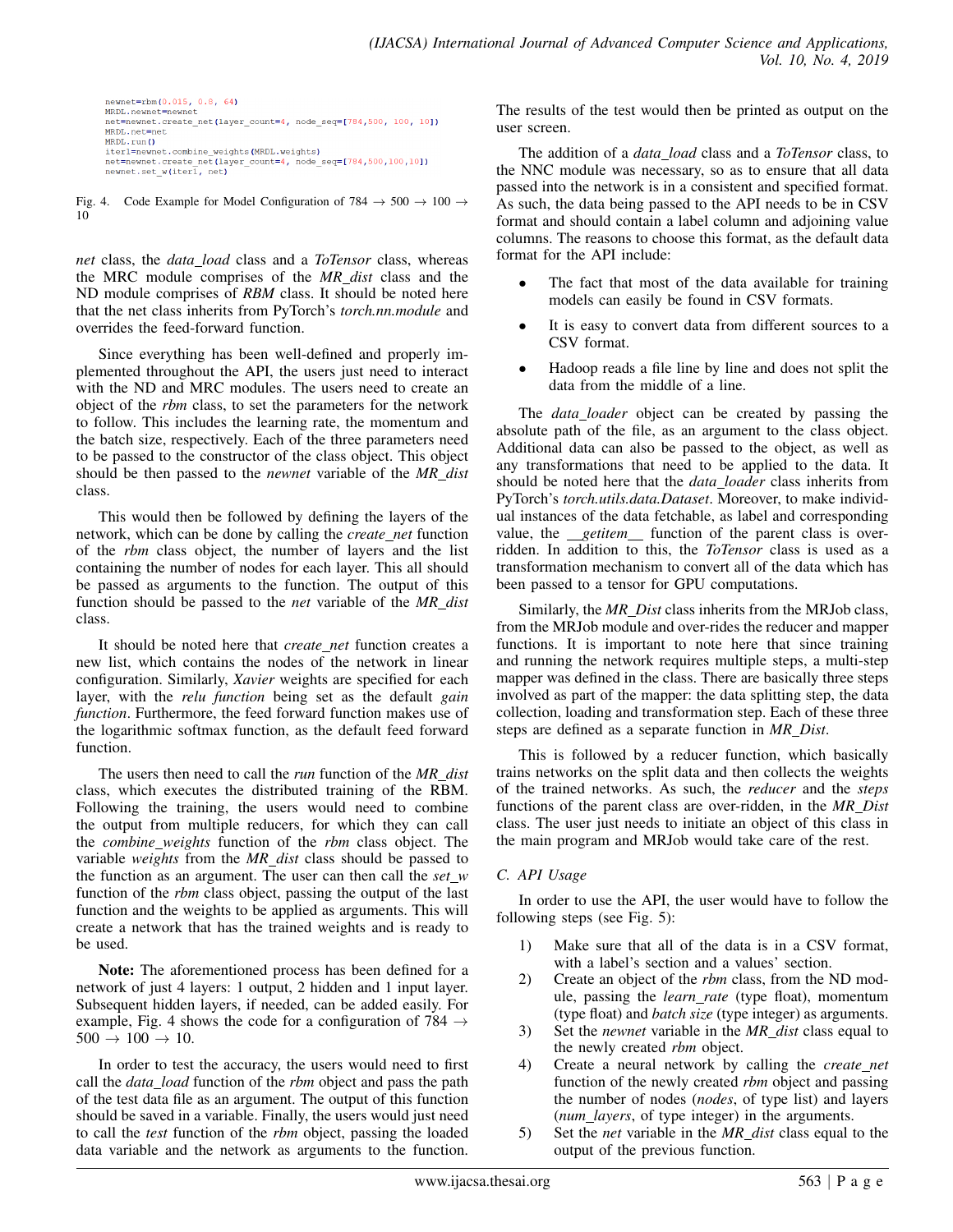```
newnet=rbm(0.015, 0.8, 64)
MRDL.newnet=newnet
net=newnet.create_net(layer_count=4, node_seq=[784,500, 100, 10])
MRDL.net=net
MRDL.run()
iter1=newnet.combine_weights(MRDL.weights)
net=newnet.create_net(layer_count=4, node_seq=[784,500,100,10])
newnet.set_w(iter1, net)
```

Fig. 4. Code Example for Model Configuration of 784 → 500 → 100 → 10

*net* class, the *data_load* class and a *ToTensor* class, whereas the MRC module comprises of the *MR_dist* class and the ND module comprises of *RBM* class. It should be noted here that the net class inherits from PyTorch's *torch.nn.module* and overrides the feed-forward function.

Since everything has been well-defined and properly implemented throughout the API, the users just need to interact with the ND and MRC modules. The users need to create an object of the *rbm* class, to set the parameters for the network to follow. This includes the learning rate, the momentum and the batch size, respectively. Each of the three parameters need to be passed to the constructor of the class object. This object should be then passed to the *newnet* variable of the *MR_dist* class.

This would then be followed by defining the layers of the network, which can be done by calling the *create_net* function of the *rbm* class object, the number of layers and the list containing the number of nodes for each layer. This all should be passed as arguments to the function. The output of this function should be passed to the *net* variable of the *MR_dist* class.

It should be noted here that *create_net* function creates a new list, which contains the nodes of the network in linear configuration. Similarly, *Xavier* weights are specified for each layer, with the *relu function* being set as the default *gain function*. Furthermore, the feed forward function makes use of the logarithmic softmax function, as the default feed forward function.

The users then need to call the *run* function of the *MR_dist* class, which executes the distributed training of the RBM. Following the training, the users would need to combine the output from multiple reducers, for which they can call the *combine_weights* function of the *rbm* class object. The variable *weights* from the *MR_dist* class should be passed to the function as an argument. The user can then call the *set_w* function of the *rbm* class object, passing the output of the last function and the weights to be applied as arguments. This will create a network that has the trained weights and is ready to be used.

**Note:** The aforementioned process has been defined for a network of just 4 layers: 1 output, 2 hidden and 1 input layer. Subsequent hidden layers, if needed, can be added easily. For example, Fig. 4 shows the code for a configuration of 784 → 500 → 100 → 10.

In order to test the accuracy, the users would need to first call the *data_load* function of the *rbm* object and pass the path of the test data file as an argument. The output of this function should be saved in a variable. Finally, the users would just need to call the *test* function of the *rbm* object, passing the loaded data variable and the network as arguments to the function. The results of the test would then be printed as output on the user screen.

The addition of a *data_load* class and a *ToTensor* class, to the NNC module was necessary, so as to ensure that all data passed into the network is in a consistent and specified format. As such, the data being passed to the API needs to be in CSV format and should contain a label column and adjoining value columns. The reasons to choose this format, as the default data format for the API include:

- The fact that most of the data available for training models can easily be found in CSV formats.
- It is easy to convert data from different sources to a CSV format.
- Hadoop reads a file line by line and does not split the data from the middle of a line.

The *data_loader* object can be created by passing the absolute path of the file, as an argument to the class object. Additional data can also be passed to the object, as well as any transformations that need to be applied to the data. It should be noted here that the *data_loader* class inherits from PyTorch's *torch.utils.data.Dataset*. Moreover, to make individual instances of the data fetchable, as label and corresponding value, the *__getitem__* function of the parent class is overridden. In addition to this, the *ToTensor* class is used as a transformation mechanism to convert all of the data which has been passed to a tensor for GPU computations.

Similarly, the *MR_Dist* class inherits from the MRJob class, from the MRJob module and over-rides the reducer and mapper functions. It is important to note here that since training and running the network requires multiple steps, a multi-step mapper was defined in the class. There are basically three steps involved as part of the mapper: the data splitting step, the data collection, loading and transformation step. Each of these three steps are defined as a separate function in *MR_Dist*.

This is followed by a reducer function, which basically trains networks on the split data and then collects the weights of the trained networks. As such, the *reducer* and the *steps* functions of the parent class are over-ridden, in the *MR_Dist* class. The user just needs to initiate an object of this class in the main program and MRJob would take care of the rest.

### C. API Usage

In order to use the API, the user would have to follow the following steps (see Fig. 5):

1) Make sure that all of the data is in a CSV format, with a label's section and a values' section.
2) Create an object of the *rbm* class, from the ND module, passing the *learn_rate* (type float), momentum (type float) and *batch size* (type integer) as arguments.
3) Set the *newnet* variable in the *MR_dist* class equal to the newly created *rbm* object.
4) Create a neural network by calling the *create_net* function of the newly created *rbm* object and passing the number of nodes (*nodes*, of type list) and layers (*num_layers*, of type integer) in the arguments.
5) Set the *net* variable in the *MR_dist* class equal to the output of the previous function.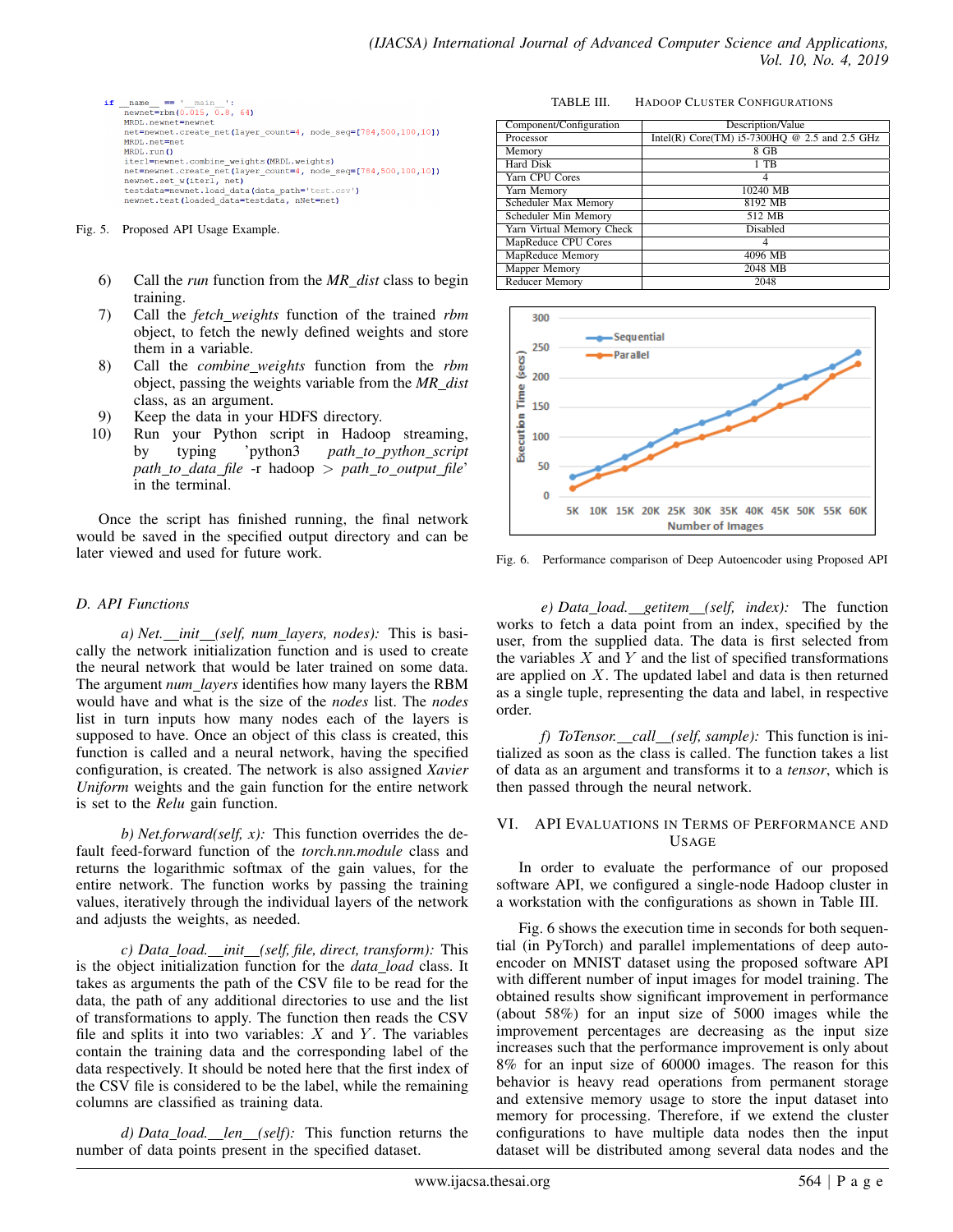```python
if __name__ == '__main__':
    newnet=rbm(0.015, 0.8, 64)
    MRDL.newnet=newnet
    net=newnet.create_net(layer_count=4, node_seq=[784,500,100,10])
    MRDL.net=net
    MRDL.run()
    iter1=newnet.combine_weights(MRDL.weights)
    net=newnet.create_net(layer_count=4, node_seq=[784,500,100,10])
    newnet.set_w(iter1, net)
    testdata=newnet.load_data(data_path='test.csv')
    newnet.test(loaded_data=testdata, nNet=net)
```

Fig. 5. Proposed API Usage Example.

6) Call the *run* function from the *MR_dist* class to begin training.
7) Call the *fetch_weights* function of the trained *rbm* object, to fetch the newly defined weights and store them in a variable.
8) Call the *combine_weights* function from the *rbm* object, passing the weights variable from the *MR_dist* class, as an argument.
9) Keep the data in your HDFS directory.
10) Run your Python script in Hadoop streaming, by typing 'python3 *path_to_python_script path_to_data_file* -r hadoop > *path_to_output_file*' in the terminal.

Once the script has finished running, the final network would be saved in the specified output directory and can be later viewed and used for future work.

### D. API Functions

*a) Net.__init__(self, num_layers, nodes):* This is basically the network initialization function and is used to create the neural network that would be later trained on some data. The argument *num_layers* identifies how many layers the RBM would have and what is the size of the *nodes* list. The *nodes* list in turn inputs how many nodes each of the layers is supposed to have. Once an object of this class is created, this function is called and a neural network, having the specified configuration, is created. The network is also assigned *Xavier Uniform* weights and the gain function for the entire network is set to the *Relu* gain function.

*b) Net.forward(self, x):* This function overrides the default feed-forward function of the *torch.nn.module* class and returns the logarithmic softmax of the gain values, for the entire network. The function works by passing the training values, iteratively through the individual layers of the network and adjusts the weights, as needed.

*c) Data_load.__init__(self, file, direct, transform):* This is the object initialization function for the *data_load* class. It takes as arguments the path of the CSV file to be read for the data, the path of any additional directories to use and the list of transformations to apply. The function then reads the CSV file and splits it into two variables: $X$ and $Y$. The variables contain the training data and the corresponding label of the data respectively. It should be noted here that the first index of the CSV file is considered to be the label, while the remaining columns are classified as training data.

*d) Data_load.__len__(self):* This function returns the number of data points present in the specified dataset.

TABLE III. HADOOP CLUSTER CONFIGURATIONS

| Component/Configuration | Description/Value |
|---|---|
| Processor | Intel(R) Core(TM) i5-7300HQ @ 2.5 and 2.5 GHz |
| Memory | 8 GB |
| Hard Disk | 1 TB |
| Yarn CPU Cores | 4 |
| Yarn Memory | 10240 MB |
| Scheduler Max Memory | 8192 MB |
| Scheduler Min Memory | 512 MB |
| Yarn Virtual Memory Check | Disabled |
| MapReduce CPU Cores | 4 |
| MapReduce Memory | 4096 MB |
| Mapper Memory | 2048 MB |
| Reducer Memory | 2048 |

Fig. 6. Performance comparison of Deep Autoencoder using Proposed API

*e) Data_load.__getitem__(self, index):* The function works to fetch a data point from an index, specified by the user, from the supplied data. The data is first selected from the variables $X$ and $Y$ and the list of specified transformations are applied on $X$. The updated label and data is then returned as a single tuple, representing the data and label, in respective order.

*f) ToTensor.__call__(self, sample):* This function is initialized as soon as the class is called. The function takes a list of data as an argument and transforms it to a *tensor*, which is then passed through the neural network.

## VI. API Evaluations in Terms of Performance and Usage

In order to evaluate the performance of our proposed software API, we configured a single-node Hadoop cluster in a workstation with the configurations as shown in Table III.

Fig. 6 shows the execution time in seconds for both sequential (in PyTorch) and parallel implementations of deep autoencoder on MNIST dataset using the proposed software API with different number of input images for model training. The obtained results show significant improvement in performance (about 58%) for an input size of 5000 images while the improvement percentages are decreasing as the input size increases such that the performance improvement is only about 8% for an input size of 60000 images. The reason for this behavior is heavy read operations from permanent storage and extensive memory usage to store the input dataset into memory for processing. Therefore, if we extend the cluster configurations to have multiple data nodes then the input dataset will be distributed among several data nodes and the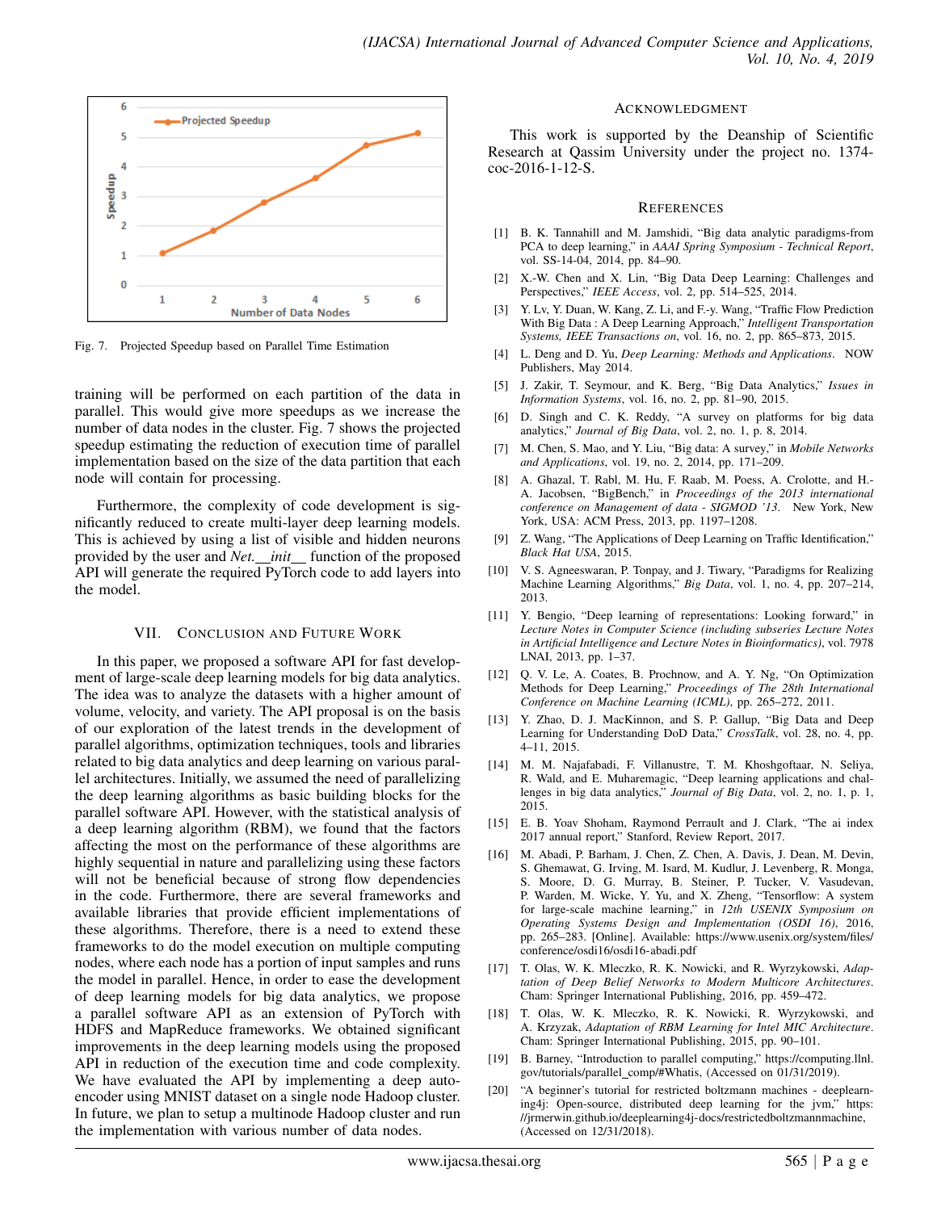Fig. 7. Projected Speedup based on Parallel Time Estimation

training will be performed on each partition of the data in parallel. This would give more speedups as we increase the number of data nodes in the cluster. Fig. 7 shows the projected speedup estimating the reduction of execution time of parallel implementation based on the size of the data partition that each node will contain for processing.

Furthermore, the complexity of code development is significantly reduced to create multi-layer deep learning models. This is achieved by using a list of visible and hidden neurons provided by the user and *Net.__init__* function of the proposed API will generate the required PyTorch code to add layers into the model.

## VII. Conclusion and Future Work

In this paper, we proposed a software API for fast development of large-scale deep learning models for big data analytics. The idea was to analyze the datasets with a higher amount of volume, velocity, and variety. The API proposal is on the basis of our exploration of the latest trends in the development of parallel algorithms, optimization techniques, tools and libraries related to big data analytics and deep learning on various parallel architectures. Initially, we assumed the need of parallelizing the deep learning algorithms as basic building blocks for the parallel software API. However, with the statistical analysis of a deep learning algorithm (RBM), we found that the factors affecting the most on the performance of these algorithms are highly sequential in nature and parallelizing using these factors will not be beneficial because of strong flow dependencies in the code. Furthermore, there are several frameworks and available libraries that provide efficient implementations of these algorithms. Therefore, there is a need to extend these frameworks to do the model execution on multiple computing nodes, where each node has a portion of input samples and runs the model in parallel. Hence, in order to ease the development of deep learning models for big data analytics, we propose a parallel software API as an extension of PyTorch with HDFS and MapReduce frameworks. We obtained significant improvements in the deep learning models using the proposed API in reduction of the execution time and code complexity. We have evaluated the API by implementing a deep autoencoder using MNIST dataset on a single node Hadoop cluster. In future, we plan to setup a multinode Hadoop cluster and run the implementation with various number of data nodes.

## Acknowledgment

This work is supported by the Deanship of Scientific Research at Qassim University under the project no. 1374-coc-2016-1-12-S.

## References

[1] B. K. Tannahill and M. Jamshidi, "Big data analytic paradigms-from PCA to deep learning," in *AAAI Spring Symposium - Technical Report*, vol. SS-14-04, 2014, pp. 84–90.

[2] X.-W. Chen and X. Lin, "Big Data Deep Learning: Challenges and Perspectives," *IEEE Access*, vol. 2, pp. 514–525, 2014.

[3] Y. Lv, Y. Duan, W. Kang, Z. Li, and F.-y. Wang, "Traffic Flow Prediction With Big Data : A Deep Learning Approach," *Intelligent Transportation Systems, IEEE Transactions on*, vol. 16, no. 2, pp. 865–873, 2015.

[4] L. Deng and D. Yu, *Deep Learning: Methods and Applications*. NOW Publishers, May 2014.

[5] J. Zakir, T. Seymour, and K. Berg, "Big Data Analytics," *Issues in Information Systems*, vol. 16, no. 2, pp. 81–90, 2015.

[6] D. Singh and C. K. Reddy, "A survey on platforms for big data analytics," *Journal of Big Data*, vol. 2, no. 1, p. 8, 2014.

[7] M. Chen, S. Mao, and Y. Liu, "Big data: A survey," in *Mobile Networks and Applications*, vol. 19, no. 2, 2014, pp. 171–209.

[8] A. Ghazal, T. Rabl, M. Hu, F. Raab, M. Poess, A. Crolotte, and H.-A. Jacobsen, "BigBench," in *Proceedings of the 2013 international conference on Management of data - SIGMOD '13*. New York, New York, USA: ACM Press, 2013, pp. 1197–1208.

[9] Z. Wang, "The Applications of Deep Learning on Traffic Identification," *Black Hat USA*, 2015.

[10] V. S. Agneeswaran, P. Tonpay, and J. Tiwary, "Paradigms for Realizing Machine Learning Algorithms," *Big Data*, vol. 1, no. 4, pp. 207–214, 2013.

[11] Y. Bengio, "Deep learning of representations: Looking forward," in *Lecture Notes in Computer Science (including subseries Lecture Notes in Artificial Intelligence and Lecture Notes in Bioinformatics)*, vol. 7978 LNAI, 2013, pp. 1–37.

[12] Q. V. Le, A. Coates, B. Prochnow, and A. Y. Ng, "On Optimization Methods for Deep Learning," *Proceedings of The 28th International Conference on Machine Learning (ICML)*, pp. 265–272, 2011.

[13] Y. Zhao, D. J. MacKinnon, and S. P. Gallup, "Big Data and Deep Learning for Understanding DoD Data," *CrossTalk*, vol. 28, no. 4, pp. 4–11, 2015.

[14] M. M. Najafabadi, F. Villanustre, T. M. Khoshgoftaar, N. Seliya, R. Wald, and E. Muharemagic, "Deep learning applications and challenges in big data analytics," *Journal of Big Data*, vol. 2, no. 1, p. 1, 2015.

[15] E. B. Yoav Shoham, Raymond Perrault and J. Clark, "The ai index 2017 annual report," Stanford, Review Report, 2017.

[16] M. Abadi, P. Barham, J. Chen, Z. Chen, A. Davis, J. Dean, M. Devin, S. Ghemawat, G. Irving, M. Isard, M. Kudlur, J. Levenberg, R. Monga, S. Moore, D. G. Murray, B. Steiner, P. Tucker, V. Vasudevan, P. Warden, M. Wicke, Y. Yu, and X. Zheng, "Tensorflow: A system for large-scale machine learning," in *12th USENIX Symposium on Operating Systems Design and Implementation (OSDI 16)*, 2016, pp. 265–283. [Online]. Available: https://www.usenix.org/system/files/conference/osdi16/osdi16-abadi.pdf

[17] T. Olas, W. K. Mleczko, R. K. Nowicki, and R. Wyrzykowski, *Adaptation of Deep Belief Networks to Modern Multicore Architectures*. Cham: Springer International Publishing, 2016, pp. 459–472.

[18] T. Olas, W. K. Mleczko, R. K. Nowicki, R. Wyrzykowski, and A. Krzyzak, *Adaptation of RBM Learning for Intel MIC Architecture*. Cham: Springer International Publishing, 2015, pp. 90–101.

[19] B. Barney, "Introduction to parallel computing," https://computing.llnl.gov/tutorials/parallel_comp/#Whatis, (Accessed on 01/31/2019).

[20] "A beginner's tutorial for restricted boltzmann machines - deeplearning4j: Open-source, distributed deep learning for the jvm," https://jrmerwin.github.io/deeplearning4j-docs/restrictedboltzmannmachine, (Accessed on 12/31/2018).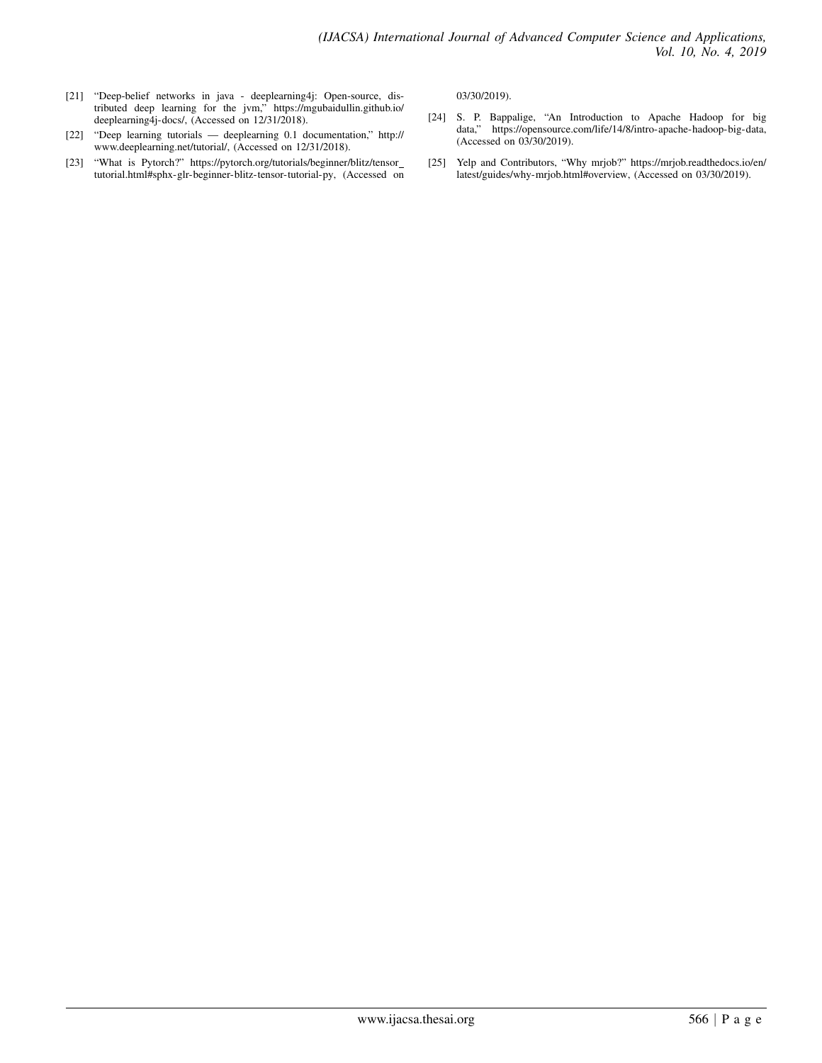[21] "Deep-belief networks in java - deeplearning4j: Open-source, distributed deep learning for the jvm," https://mgubaidullin.github.io/deeplearning4j-docs/, (Accessed on 12/31/2018).

[22] "Deep learning tutorials — deeplearning 0.1 documentation," http://www.deeplearning.net/tutorial/, (Accessed on 12/31/2018).

[23] "What is Pytorch?" https://pytorch.org/tutorials/beginner/blitz/tensor_tutorial.html#sphx-glr-beginner-blitz-tensor-tutorial-py, (Accessed on 03/30/2019).

[24] S. P. Bappalige, "An Introduction to Apache Hadoop for big data," https://opensource.com/life/14/8/intro-apache-hadoop-big-data, (Accessed on 03/30/2019).

[25] Yelp and Contributors, "Why mrjob?" https://mrjob.readthedocs.io/en/latest/guides/why-mrjob.html#overview, (Accessed on 03/30/2019).